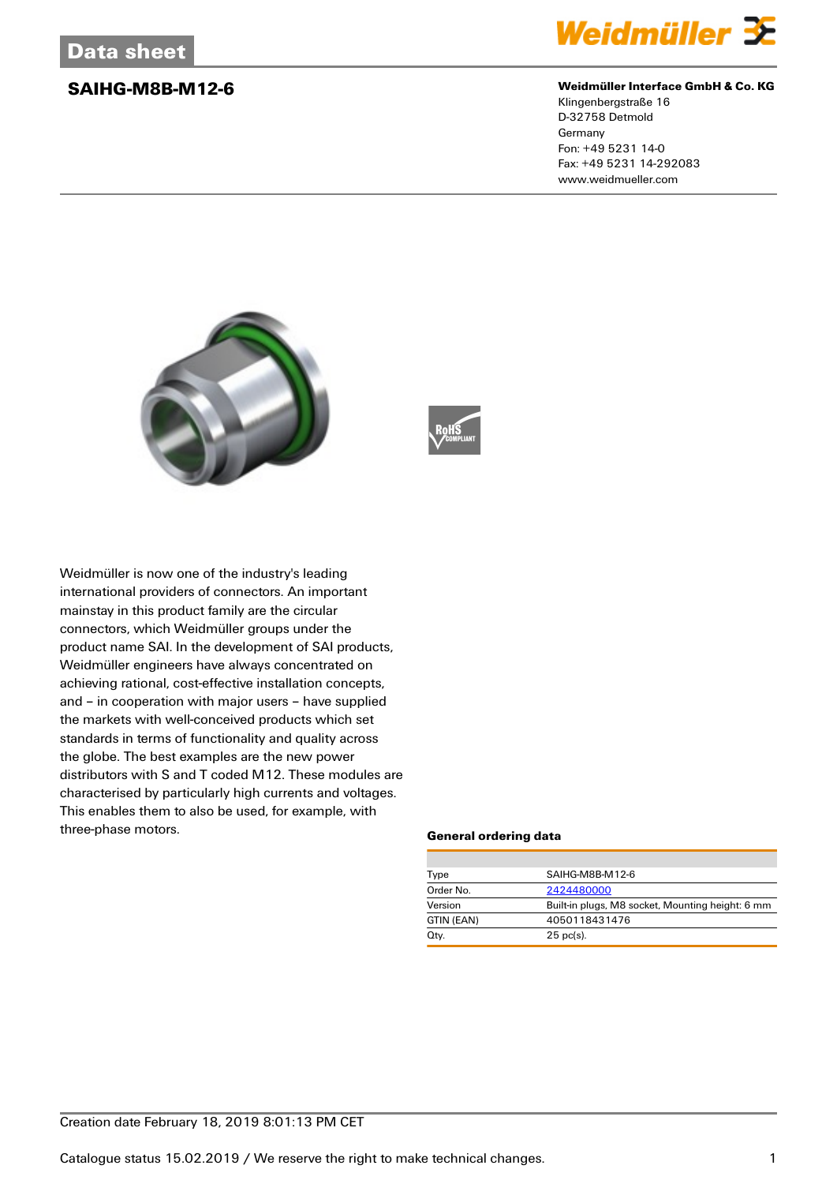Data sheet

# SAIHG-M8B-M12-6

**Weidmüller Interface GmbH & Co. KG**
Klingenbergstraße 16
D-32758 Detmold
Germany
Fon: +49 5231 14-0
Fax: +49 5231 14-292083
www.weidmueller.com

Weidmüller is now one of the industry's leading international providers of connectors. An important mainstay in this product family are the circular connectors, which Weidmüller groups under the product name SAI. In the development of SAI products, Weidmüller engineers have always concentrated on achieving rational, cost-effective installation concepts, and – in cooperation with major users – have supplied the markets with well-conceived products which set standards in terms of functionality and quality across the globe. The best examples are the new power distributors with S and T coded M12. These modules are characterised by particularly high currents and voltages. This enables them to also be used, for example, with three-phase motors.

### General ordering data

| | |
|---|---|
| Type | SAIHG-M8B-M12-6 |
| Order No. | 2424480000 |
| Version | Built-in plugs, M8 socket, Mounting height: 6 mm |
| GTIN (EAN) | 4050118431476 |
| Qty. | 25 pc(s). |

Creation date February 18, 2019 8:01:13 PM CET

Catalogue status 15.02.2019 / We reserve the right to make technical changes.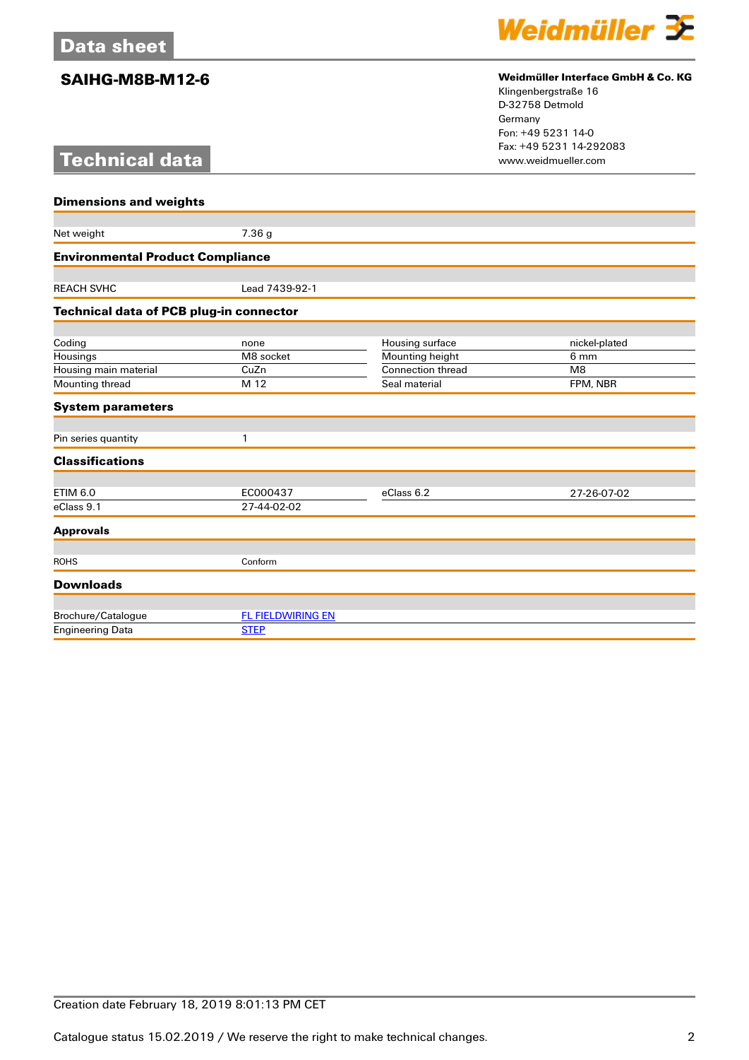# Data sheet

## SAIHG-M8B-M12-6

**Weidmüller Interface GmbH & Co. KG**
Klingenbergstraße 16
D-32758 Detmold
Germany
Fon: +49 5231 14-0
Fax: +49 5231 14-292083
www.weidmueller.com

# Technical data

### Dimensions and weights

| | |
|---|---|
| Net weight | 7.36 g |

### Environmental Product Compliance

| | |
|---|---|
| REACH SVHC | Lead 7439-92-1 |

### Technical data of PCB plug-in connector

| | | | |
|---|---|---|---|
| Coding | none | Housing surface | nickel-plated |
| Housings | M8 socket | Mounting height | 6 mm |
| Housing main material | CuZn | Connection thread | M8 |
| Mounting thread | M 12 | Seal material | FPM, NBR |

### System parameters

| | |
|---|---|
| Pin series quantity | 1 |

### Classifications

| | | | |
|---|---|---|---|
| ETIM 6.0 | EC000437 | eClass 6.2 | 27-26-07-02 |
| eClass 9.1 | 27-44-02-02 | | |

### Approvals

| | |
|---|---|
| ROHS | Conform |

### Downloads

| | |
|---|---|
| Brochure/Catalogue | FL FIELDWIRING EN |
| Engineering Data | STEP |

Creation date February 18, 2019 8:01:13 PM CET

Catalogue status 15.02.2019 / We reserve the right to make technical changes.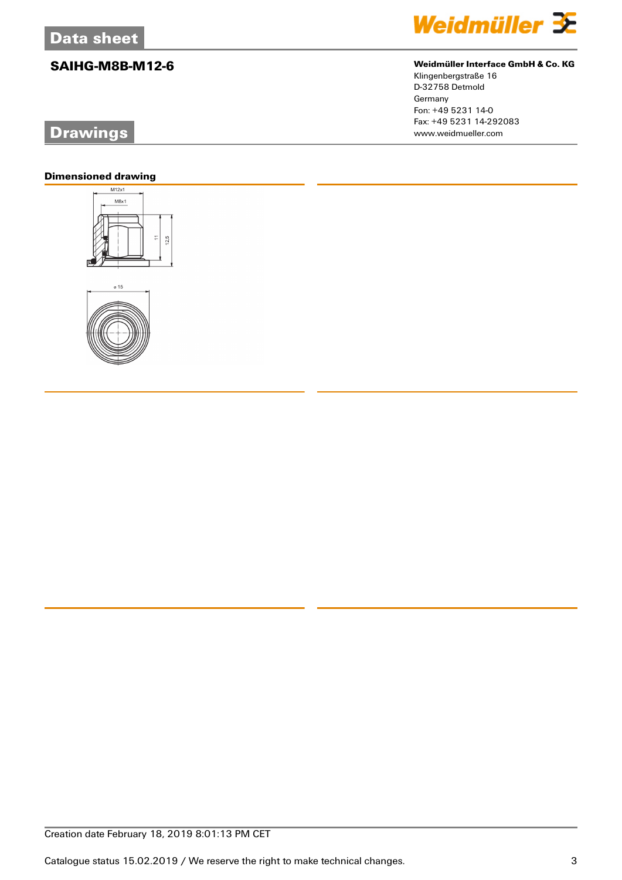# Data sheet

## SAIHG-M8B-M12-6

**Weidmüller Interface GmbH & Co. KG**
Klingenbergstraße 16
D-32758 Detmold
Germany
Fon: +49 5231 14-0
Fax: +49 5231 14-292083
www.weidmueller.com

## Drawings

### Dimensioned drawing

M12x1
M8x1
11
12.5
⌀ 15

Creation date February 18, 2019 8:01:13 PM CET

Catalogue status 15.02.2019 / We reserve the right to make technical changes.